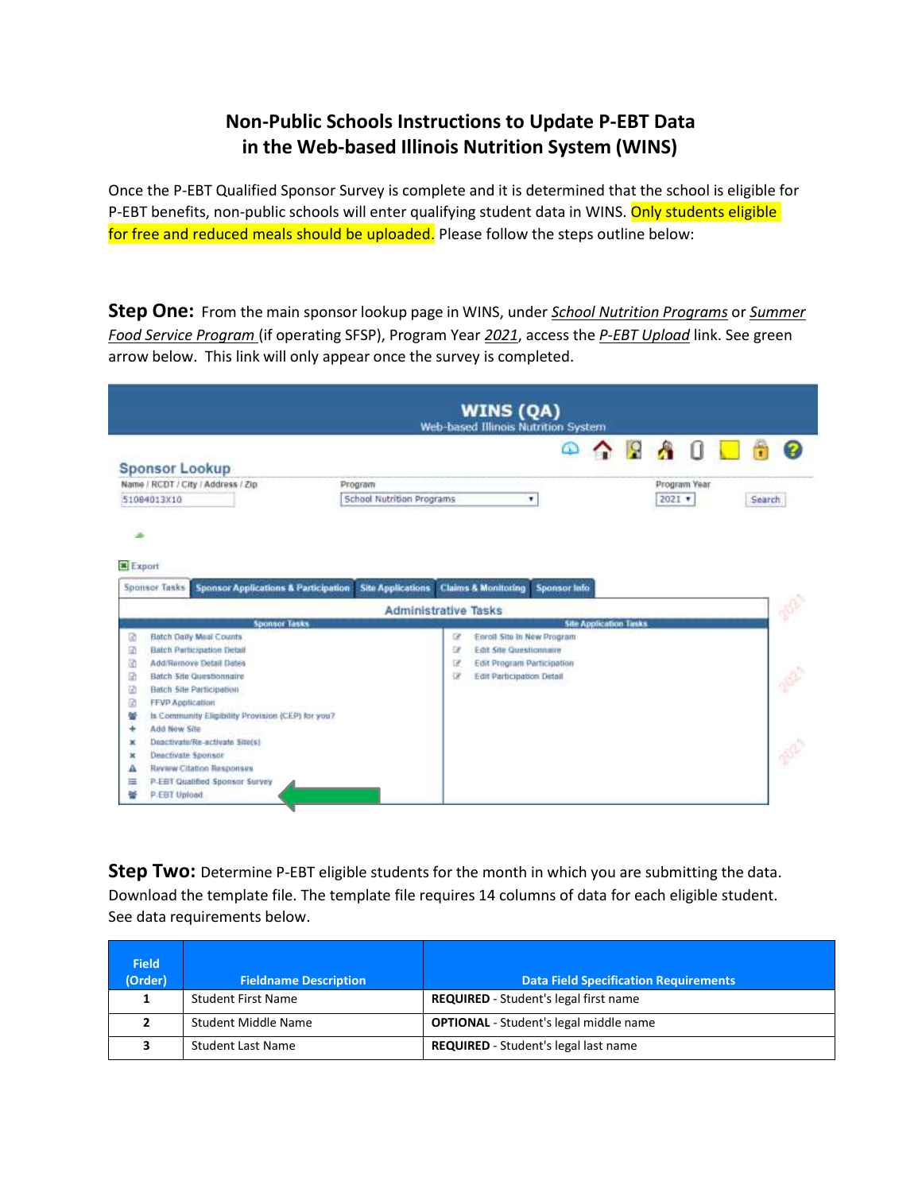# Non-Public Schools Instructions to Update P-EBT Data in the Web-based Illinois Nutrition System (WINS)

Once the P-EBT Qualified Sponsor Survey is complete and it is determined that the school is eligible for P-EBT benefits, non-public schools will enter qualifying student data in WINS. Only students eligible for free and reduced meals should be uploaded. Please follow the steps outline below:

**Step One:** From the main sponsor lookup page in WINS, under *School Nutrition Programs* or *Summer Food Service Program* (if operating SFSP), Program Year *2021*, access the *P-EBT Upload* link. See green arrow below. This link will only appear once the survey is completed.

**Step Two:** Determine P-EBT eligible students for the month in which you are submitting the data. Download the template file. The template file requires 14 columns of data for each eligible student. See data requirements below.

| Field (Order) | Fieldname Description | Data Field Specification Requirements |
|---|---|---|
| 1 | Student First Name | **REQUIRED** - Student's legal first name |
| 2 | Student Middle Name | **OPTIONAL** - Student's legal middle name |
| 3 | Student Last Name | **REQUIRED** - Student's legal last name |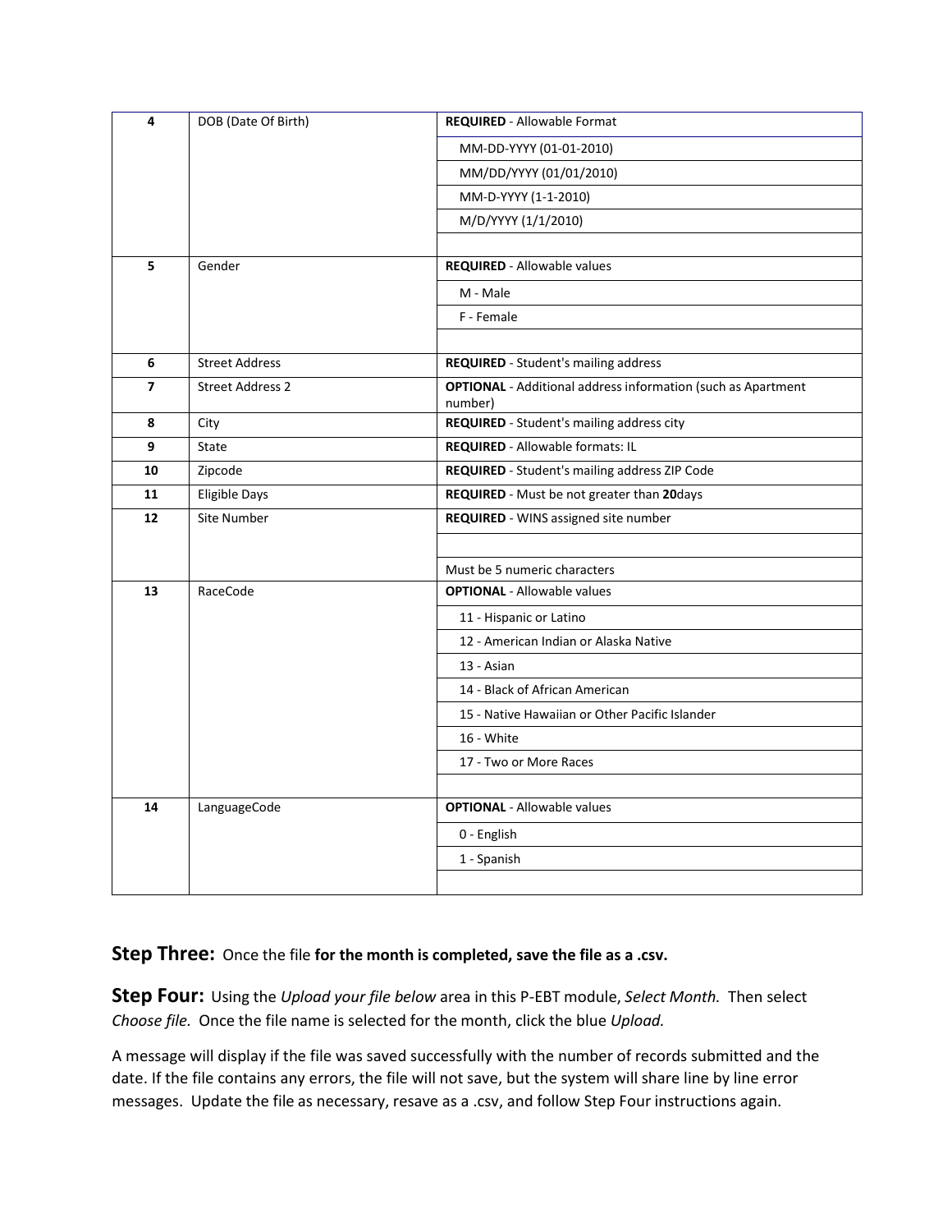| 4 | DOB (Date Of Birth) | **REQUIRED** - Allowable Format |
|---|---|---|
| | | MM-DD-YYYY (01-01-2010) |
| | | MM/DD/YYYY (01/01/2010) |
| | | MM-D-YYYY (1-1-2010) |
| | | M/D/YYYY (1/1/2010) |
| | | |
| 5 | Gender | **REQUIRED** - Allowable values |
| | | M - Male |
| | | F - Female |
| | | |
| 6 | Street Address | **REQUIRED** - Student's mailing address |
| 7 | Street Address 2 | **OPTIONAL** - Additional address information (such as Apartment number) |
| 8 | City | **REQUIRED** - Student's mailing address city |
| 9 | State | **REQUIRED** - Allowable formats: IL |
| 10 | Zipcode | **REQUIRED** - Student's mailing address ZIP Code |
| 11 | Eligible Days | **REQUIRED** - Must be not greater than **20**days |
| 12 | Site Number | **REQUIRED** - WINS assigned site number |
| | | |
| | | Must be 5 numeric characters |
| 13 | RaceCode | **OPTIONAL** - Allowable values |
| | | 11 - Hispanic or Latino |
| | | 12 - American Indian or Alaska Native |
| | | 13 - Asian |
| | | 14 - Black of African American |
| | | 15 - Native Hawaiian or Other Pacific Islander |
| | | 16 - White |
| | | 17 - Two or More Races |
| | | |
| 14 | LanguageCode | **OPTIONAL** - Allowable values |
| | | 0 - English |
| | | 1 - Spanish |
| | | |

**Step Three:** Once the file **for the month is completed, save the file as a .csv.**

**Step Four:** Using the *Upload your file below* area in this P-EBT module, *Select Month.* Then select *Choose file.* Once the file name is selected for the month, click the blue *Upload.*

A message will display if the file was saved successfully with the number of records submitted and the date. If the file contains any errors, the file will not save, but the system will share line by line error messages. Update the file as necessary, resave as a .csv, and follow Step Four instructions again.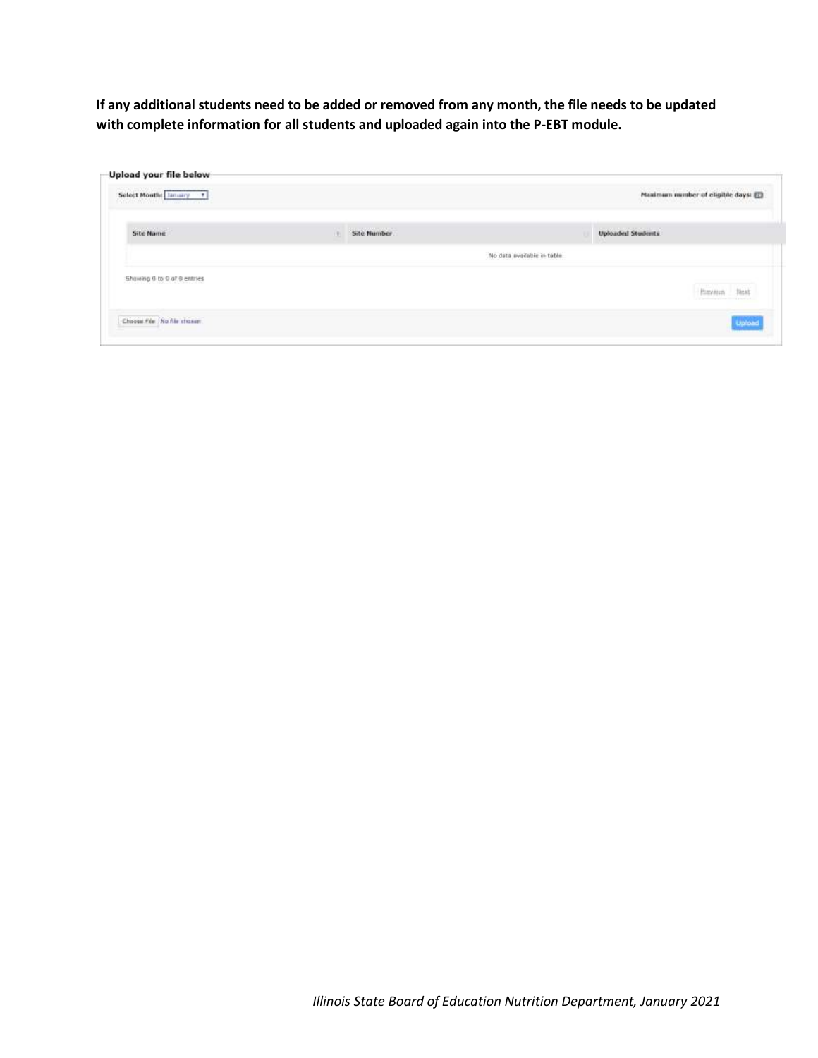**If any additional students need to be added or removed from any month, the file needs to be updated with complete information for all students and uploaded again into the P-EBT module.**

**Upload your file below**

Select Month: January

Maximum number of eligible days:

| Site Name | Site Number | Uploaded Students |
|---|---|---|
| | No data available in table | |

Showing 0 to 0 of 0 entries

Previous Next

Choose File No file chosen

Upload